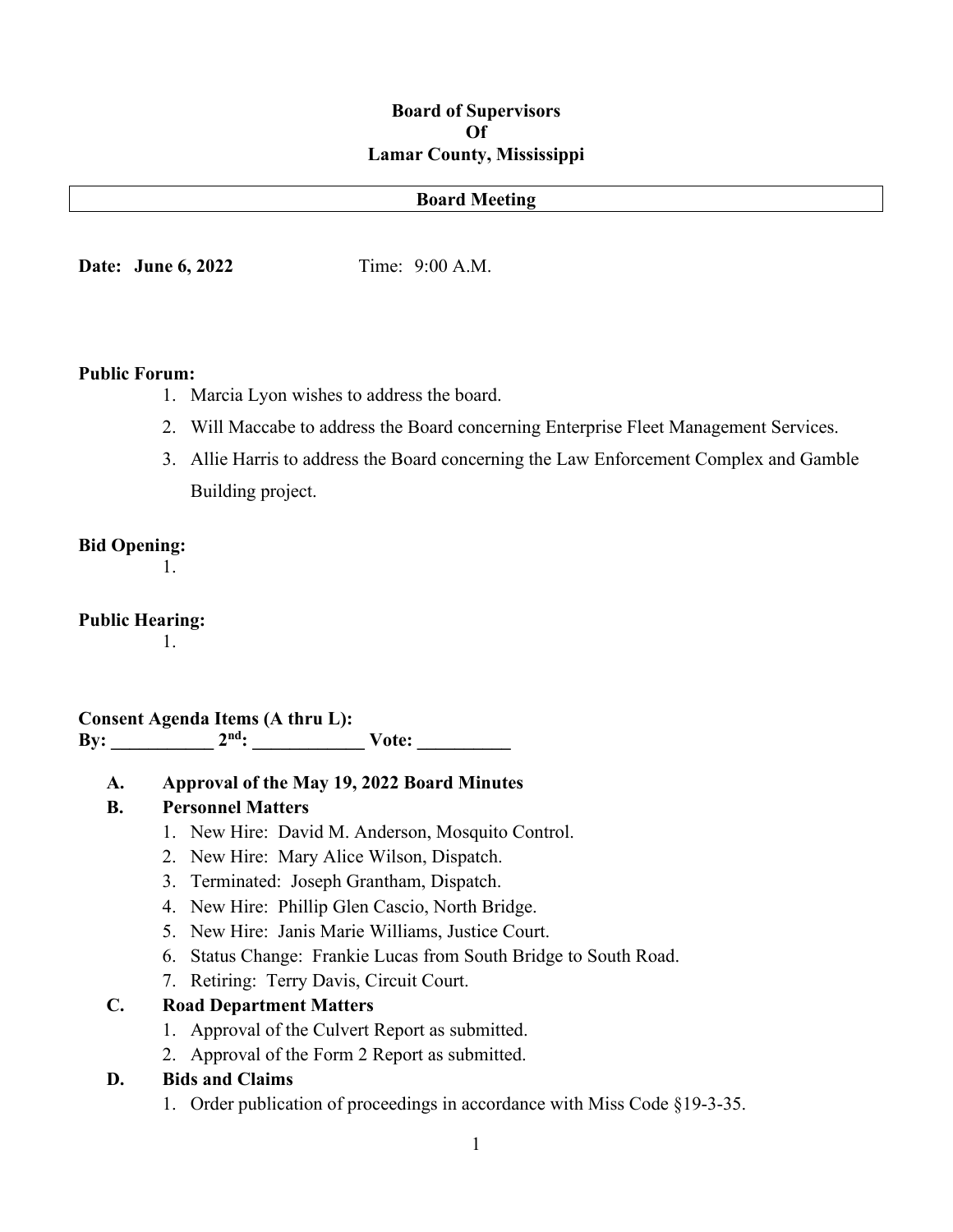**Board of Supervisors**
**Of**
**Lamar County, Mississippi**

**Board Meeting**

**Date: June 6, 2022** Time: 9:00 A.M.

**Public Forum:**

1. Marcia Lyon wishes to address the board.
2. Will Maccabe to address the Board concerning Enterprise Fleet Management Services.
3. Allie Harris to address the Board concerning the Law Enforcement Complex and Gamble Building project.

**Bid Opening:**

1.

**Public Hearing:**

1.

**Consent Agenda Items (A thru L):**
**By: ___________ 2nd: ____________ Vote: __________**

**A. Approval of the May 19, 2022 Board Minutes**

**B. Personnel Matters**

1. New Hire: David M. Anderson, Mosquito Control.
2. New Hire: Mary Alice Wilson, Dispatch.
3. Terminated: Joseph Grantham, Dispatch.
4. New Hire: Phillip Glen Cascio, North Bridge.
5. New Hire: Janis Marie Williams, Justice Court.
6. Status Change: Frankie Lucas from South Bridge to South Road.
7. Retiring: Terry Davis, Circuit Court.

**C. Road Department Matters**

1. Approval of the Culvert Report as submitted.
2. Approval of the Form 2 Report as submitted.

**D. Bids and Claims**

1. Order publication of proceedings in accordance with Miss Code §19-3-35.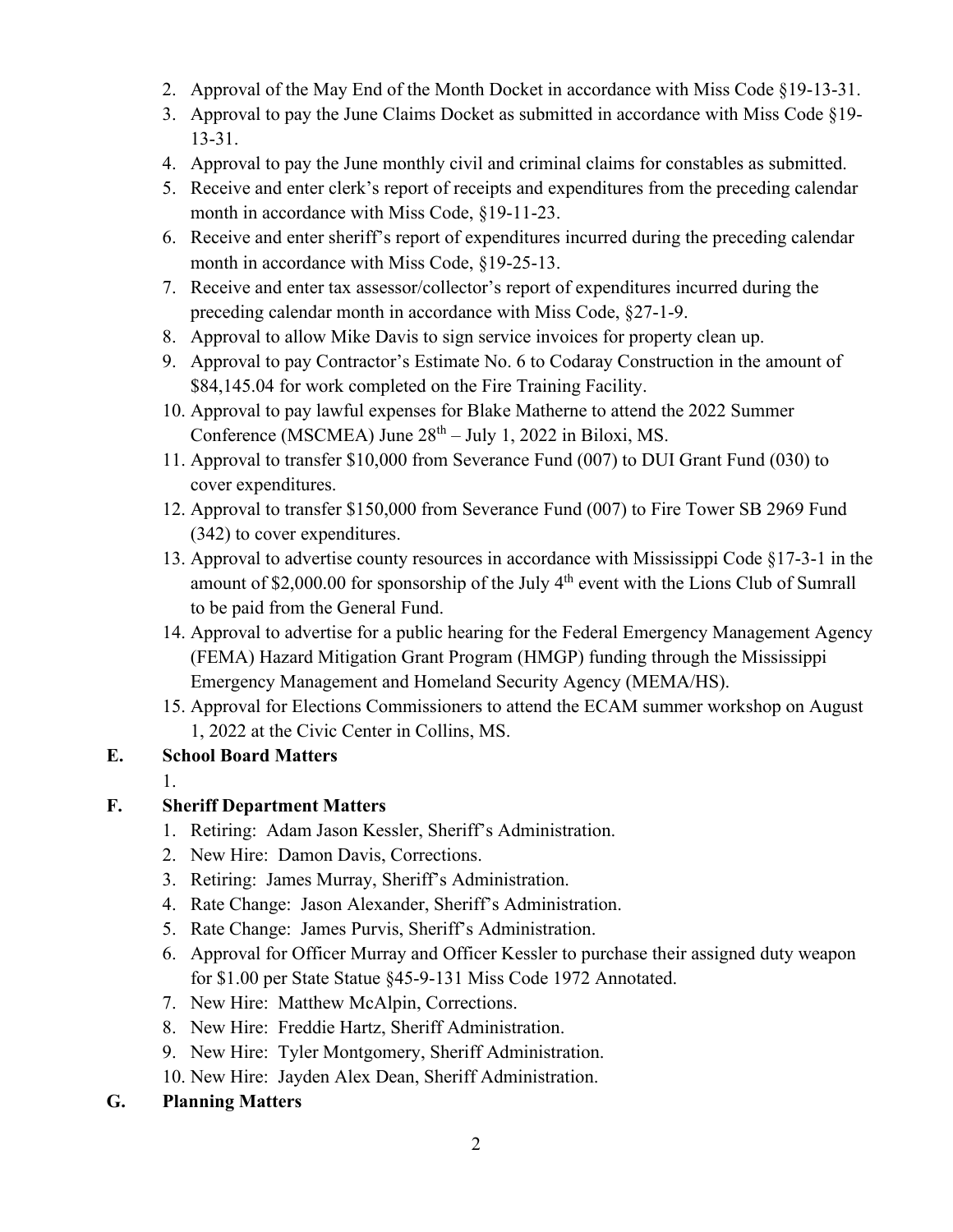2. Approval of the May End of the Month Docket in accordance with Miss Code §19-13-31.
3. Approval to pay the June Claims Docket as submitted in accordance with Miss Code §19-13-31.
4. Approval to pay the June monthly civil and criminal claims for constables as submitted.
5. Receive and enter clerk's report of receipts and expenditures from the preceding calendar month in accordance with Miss Code, §19-11-23.
6. Receive and enter sheriff's report of expenditures incurred during the preceding calendar month in accordance with Miss Code, §19-25-13.
7. Receive and enter tax assessor/collector's report of expenditures incurred during the preceding calendar month in accordance with Miss Code, §27-1-9.
8. Approval to allow Mike Davis to sign service invoices for property clean up.
9. Approval to pay Contractor's Estimate No. 6 to Codaray Construction in the amount of $84,145.04 for work completed on the Fire Training Facility.
10. Approval to pay lawful expenses for Blake Matherne to attend the 2022 Summer Conference (MSCMEA) June 28th – July 1, 2022 in Biloxi, MS.
11. Approval to transfer $10,000 from Severance Fund (007) to DUI Grant Fund (030) to cover expenditures.
12. Approval to transfer $150,000 from Severance Fund (007) to Fire Tower SB 2969 Fund (342) to cover expenditures.
13. Approval to advertise county resources in accordance with Mississippi Code §17-3-1 in the amount of $2,000.00 for sponsorship of the July 4th event with the Lions Club of Sumrall to be paid from the General Fund.
14. Approval to advertise for a public hearing for the Federal Emergency Management Agency (FEMA) Hazard Mitigation Grant Program (HMGP) funding through the Mississippi Emergency Management and Homeland Security Agency (MEMA/HS).
15. Approval for Elections Commissioners to attend the ECAM summer workshop on August 1, 2022 at the Civic Center in Collins, MS.

**E. School Board Matters**

1.

**F. Sheriff Department Matters**

1. Retiring: Adam Jason Kessler, Sheriff's Administration.
2. New Hire: Damon Davis, Corrections.
3. Retiring: James Murray, Sheriff's Administration.
4. Rate Change: Jason Alexander, Sheriff's Administration.
5. Rate Change: James Purvis, Sheriff's Administration.
6. Approval for Officer Murray and Officer Kessler to purchase their assigned duty weapon for $1.00 per State Statue §45-9-131 Miss Code 1972 Annotated.
7. New Hire: Matthew McAlpin, Corrections.
8. New Hire: Freddie Hartz, Sheriff Administration.
9. New Hire: Tyler Montgomery, Sheriff Administration.
10. New Hire: Jayden Alex Dean, Sheriff Administration.

**G. Planning Matters**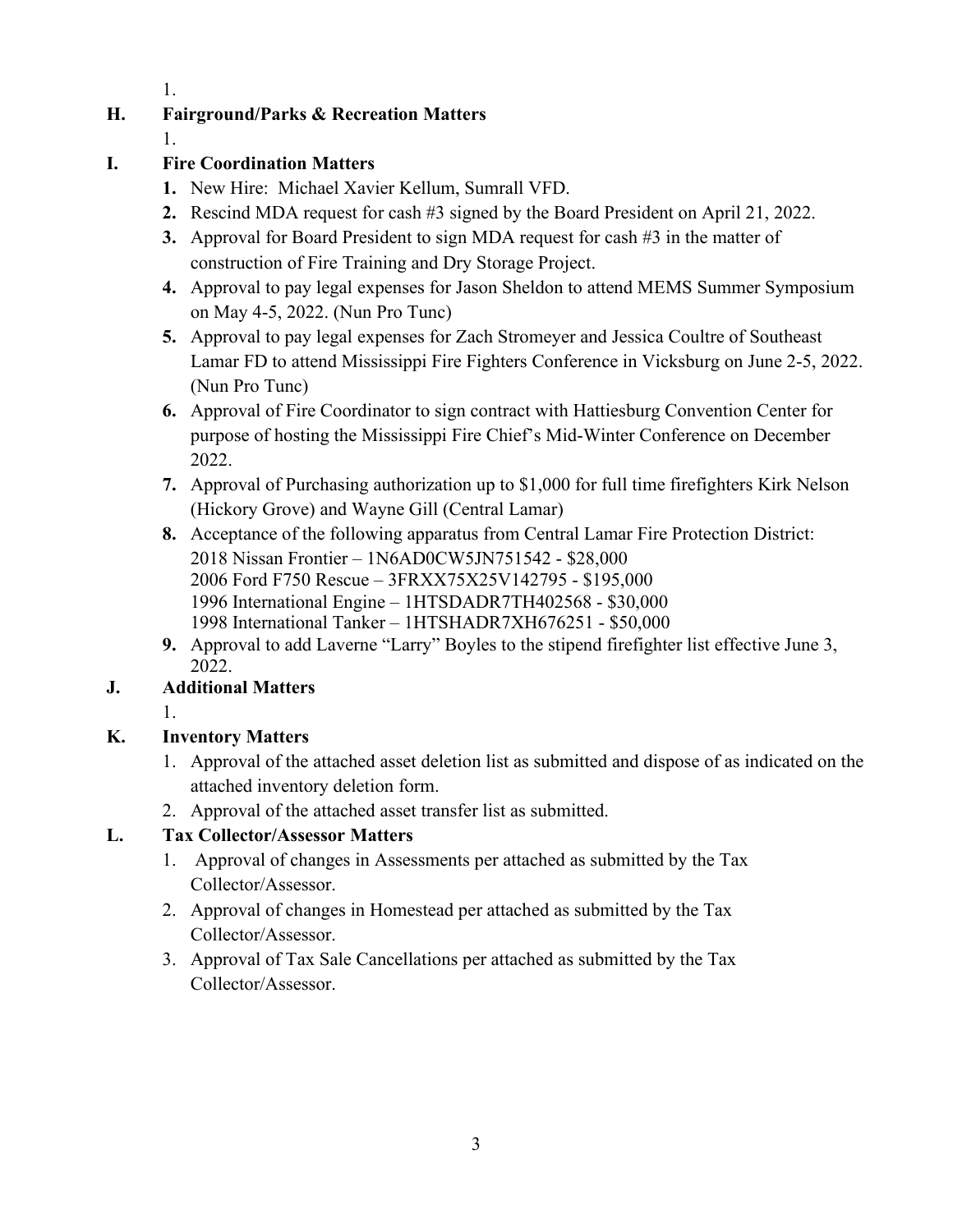1.

**H. Fairground/Parks & Recreation Matters**

1.

**I. Fire Coordination Matters**

**1.** New Hire: Michael Xavier Kellum, Sumrall VFD.

**2.** Rescind MDA request for cash #3 signed by the Board President on April 21, 2022.

**3.** Approval for Board President to sign MDA request for cash #3 in the matter of construction of Fire Training and Dry Storage Project.

**4.** Approval to pay legal expenses for Jason Sheldon to attend MEMS Summer Symposium on May 4-5, 2022. (Nun Pro Tunc)

**5.** Approval to pay legal expenses for Zach Stromeyer and Jessica Coultre of Southeast Lamar FD to attend Mississippi Fire Fighters Conference in Vicksburg on June 2-5, 2022. (Nun Pro Tunc)

**6.** Approval of Fire Coordinator to sign contract with Hattiesburg Convention Center for purpose of hosting the Mississippi Fire Chief's Mid-Winter Conference on December 2022.

**7.** Approval of Purchasing authorization up to $1,000 for full time firefighters Kirk Nelson (Hickory Grove) and Wayne Gill (Central Lamar)

**8.** Acceptance of the following apparatus from Central Lamar Fire Protection District:
2018 Nissan Frontier – 1N6AD0CW5JN751542 - $28,000
2006 Ford F750 Rescue – 3FRXX75X25V142795 - $195,000
1996 International Engine – 1HTSDADR7TH402568 - $30,000
1998 International Tanker – 1HTSHADR7XH676251 - $50,000

**9.** Approval to add Laverne "Larry" Boyles to the stipend firefighter list effective June 3, 2022.

**J. Additional Matters**

1.

**K. Inventory Matters**

1. Approval of the attached asset deletion list as submitted and dispose of as indicated on the attached inventory deletion form.
2. Approval of the attached asset transfer list as submitted.

**L. Tax Collector/Assessor Matters**

1. Approval of changes in Assessments per attached as submitted by the Tax Collector/Assessor.
2. Approval of changes in Homestead per attached as submitted by the Tax Collector/Assessor.
3. Approval of Tax Sale Cancellations per attached as submitted by the Tax Collector/Assessor.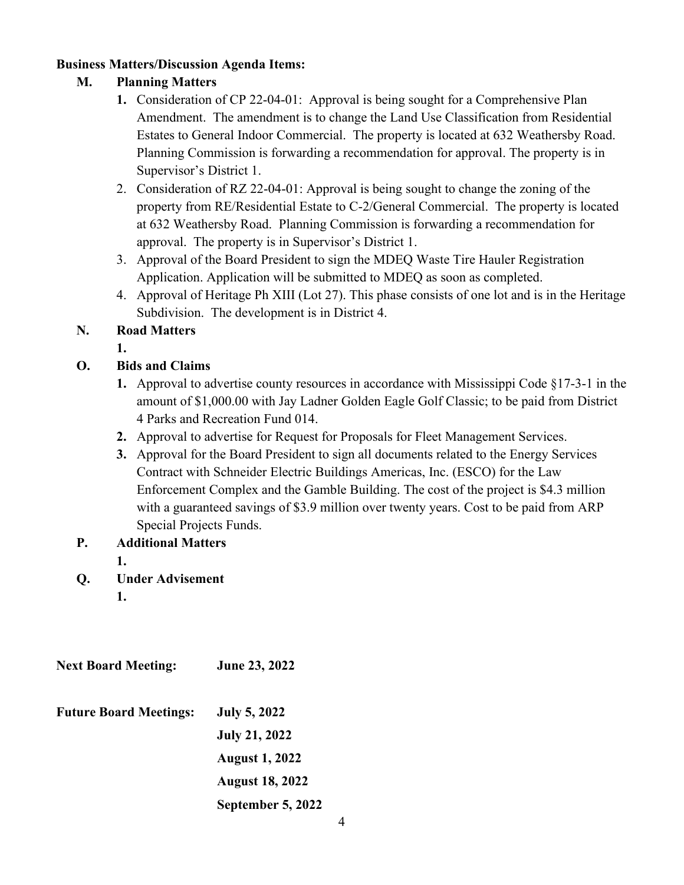**Business Matters/Discussion Agenda Items:**

**M. Planning Matters**

1. Consideration of CP 22-04-01: Approval is being sought for a Comprehensive Plan Amendment. The amendment is to change the Land Use Classification from Residential Estates to General Indoor Commercial. The property is located at 632 Weathersby Road. Planning Commission is forwarding a recommendation for approval. The property is in Supervisor's District 1.
2. Consideration of RZ 22-04-01: Approval is being sought to change the zoning of the property from RE/Residential Estate to C-2/General Commercial. The property is located at 632 Weathersby Road. Planning Commission is forwarding a recommendation for approval. The property is in Supervisor's District 1.
3. Approval of the Board President to sign the MDEQ Waste Tire Hauler Registration Application. Application will be submitted to MDEQ as soon as completed.
4. Approval of Heritage Ph XIII (Lot 27). This phase consists of one lot and is in the Heritage Subdivision. The development is in District 4.

**N. Road Matters**

**1.**

**O. Bids and Claims**

1. Approval to advertise county resources in accordance with Mississippi Code §17-3-1 in the amount of $1,000.00 with Jay Ladner Golden Eagle Golf Classic; to be paid from District 4 Parks and Recreation Fund 014.
2. Approval to advertise for Request for Proposals for Fleet Management Services.
3. Approval for the Board President to sign all documents related to the Energy Services Contract with Schneider Electric Buildings Americas, Inc. (ESCO) for the Law Enforcement Complex and the Gamble Building. The cost of the project is $4.3 million with a guaranteed savings of $3.9 million over twenty years. Cost to be paid from ARP Special Projects Funds.

**P. Additional Matters**

**1.**

**Q. Under Advisement**

**1.**

**Next Board Meeting:** **June 23, 2022**

**Future Board Meetings:** **July 5, 2022**

**July 21, 2022**

**August 1, 2022**

**August 18, 2022**

**September 5, 2022**